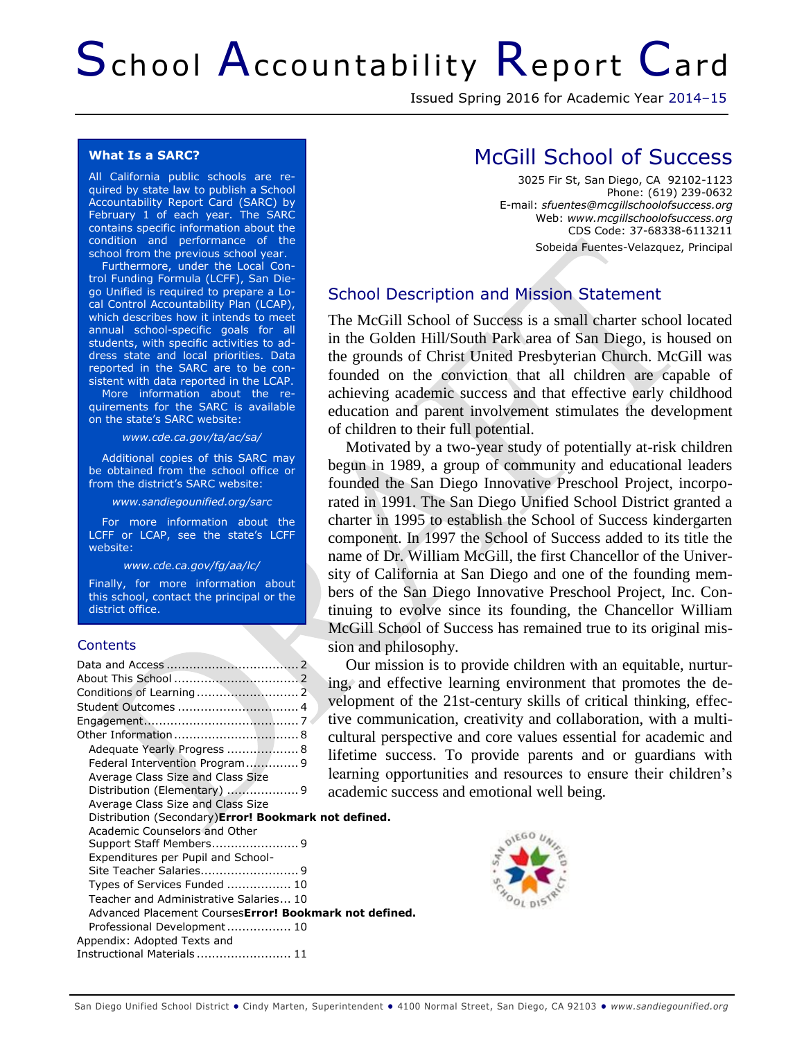# School Accountability Report Card

Issued Spring 2016 for Academic Year 2014–15

## McGill School of Success

3025 Fir St, San Diego, CA 92102-1123
Phone: (619) 239-0632
E-mail: *sfuentes@mcgillschoolofsuccess.org*
Web: *www.mcgillschoolofsuccess.org*
CDS Code: 37-68338-6113211

Sobeida Fuentes-Velazquez, Principal

### What Is a SARC?

All California public schools are required by state law to publish a School Accountability Report Card (SARC) by February 1 of each year. The SARC contains specific information about the condition and performance of the school from the previous school year.

Furthermore, under the Local Control Funding Formula (LCFF), San Diego Unified is required to prepare a Local Control Accountability Plan (LCAP), which describes how it intends to meet annual school-specific goals for all students, with specific activities to address state and local priorities. Data reported in the SARC are to be consistent with data reported in the LCAP.

More information about the requirements for the SARC is available on the state's SARC website:

*www.cde.ca.gov/ta/ac/sa/*

Additional copies of this SARC may be obtained from the school office or from the district's SARC website:

*www.sandiegounified.org/sarc*

For more information about the LCFF or LCAP, see the state's LCFF website:

*www.cde.ca.gov/fg/aa/lc/*

Finally, for more information about this school, contact the principal or the district office.

### Contents

- Data and Access ... 2
- About This School ... 2
- Conditions of Learning ... 2
- Student Outcomes ... 4
- Engagement ... 7
- Other Information ... 8
  - Adequate Yearly Progress ... 8
  - Federal Intervention Program ... 9
  - Average Class Size and Class Size Distribution (Elementary) ... 9
  - Average Class Size and Class Size Distribution (Secondary)**Error! Bookmark not defined.**
  - Academic Counselors and Other Support Staff Members ... 9
  - Expenditures per Pupil and School-Site Teacher Salaries ... 9
  - Types of Services Funded ... 10
  - Teacher and Administrative Salaries ... 10
  - Advanced Placement Courses**Error! Bookmark not defined.**
  - Professional Development ... 10
- Appendix: Adopted Texts and Instructional Materials ... 11

## School Description and Mission Statement

The McGill School of Success is a small charter school located in the Golden Hill/South Park area of San Diego, is housed on the grounds of Christ United Presbyterian Church. McGill was founded on the conviction that all children are capable of achieving academic success and that effective early childhood education and parent involvement stimulates the development of children to their full potential.

Motivated by a two-year study of potentially at-risk children begun in 1989, a group of community and educational leaders founded the San Diego Innovative Preschool Project, incorporated in 1991. The San Diego Unified School District granted a charter in 1995 to establish the School of Success kindergarten component. In 1997 the School of Success added to its title the name of Dr. William McGill, the first Chancellor of the University of California at San Diego and one of the founding members of the San Diego Innovative Preschool Project, Inc. Continuing to evolve since its founding, the Chancellor William McGill School of Success has remained true to its original mission and philosophy.

Our mission is to provide children with an equitable, nurturing, and effective learning environment that promotes the development of the 21st-century skills of critical thinking, effective communication, creativity and collaboration, with a multicultural perspective and core values essential for academic and lifetime success. To provide parents and or guardians with learning opportunities and resources to ensure their children's academic success and emotional well being.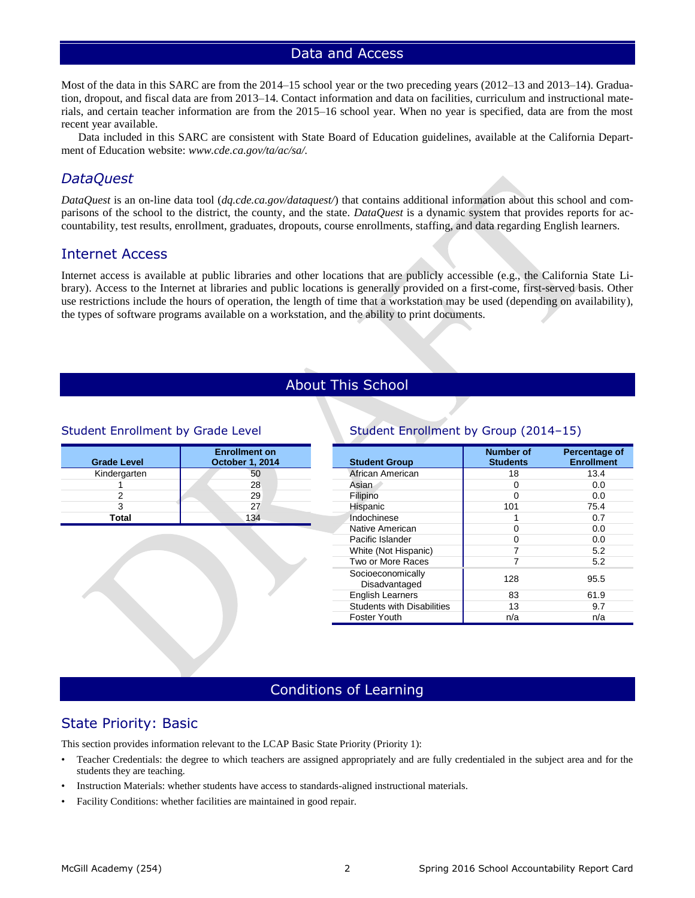# Data and Access

Most of the data in this SARC are from the 2014–15 school year or the two preceding years (2012–13 and 2013–14). Graduation, dropout, and fiscal data are from 2013–14. Contact information and data on facilities, curriculum and instructional materials, and certain teacher information are from the 2015–16 school year. When no year is specified, data are from the most recent year available.

Data included in this SARC are consistent with State Board of Education guidelines, available at the California Department of Education website: *www.cde.ca.gov/ta/ac/sa/.*

## *DataQuest*

*DataQuest* is an on-line data tool (*dq.cde.ca.gov/dataquest/*) that contains additional information about this school and comparisons of the school to the district, the county, and the state. *DataQuest* is a dynamic system that provides reports for accountability, test results, enrollment, graduates, dropouts, course enrollments, staffing, and data regarding English learners.

## Internet Access

Internet access is available at public libraries and other locations that are publicly accessible (e.g., the California State Library). Access to the Internet at libraries and public locations is generally provided on a first-come, first-served basis. Other use restrictions include the hours of operation, the length of time that a workstation may be used (depending on availability), the types of software programs available on a workstation, and the ability to print documents.

# About This School

## Student Enrollment by Grade Level

| Grade Level | Enrollment on October 1, 2014 |
|---|---|
| Kindergarten | 50 |
| 1 | 28 |
| 2 | 29 |
| 3 | 27 |
| **Total** | 134 |

## Student Enrollment by Group (2014–15)

| Student Group | Number of Students | Percentage of Enrollment |
|---|---|---|
| African American | 18 | 13.4 |
| Asian | 0 | 0.0 |
| Filipino | 0 | 0.0 |
| Hispanic | 101 | 75.4 |
| Indochinese | 1 | 0.7 |
| Native American | 0 | 0.0 |
| Pacific Islander | 0 | 0.0 |
| White (Not Hispanic) | 7 | 5.2 |
| Two or More Races | 7 | 5.2 |
| Socioeconomically Disadvantaged | 128 | 95.5 |
| English Learners | 83 | 61.9 |
| Students with Disabilities | 13 | 9.7 |
| Foster Youth | n/a | n/a |

# Conditions of Learning

## State Priority: Basic

This section provides information relevant to the LCAP Basic State Priority (Priority 1):

- Teacher Credentials: the degree to which teachers are assigned appropriately and are fully credentialed in the subject area and for the students they are teaching.
- Instruction Materials: whether students have access to standards-aligned instructional materials.
- Facility Conditions: whether facilities are maintained in good repair.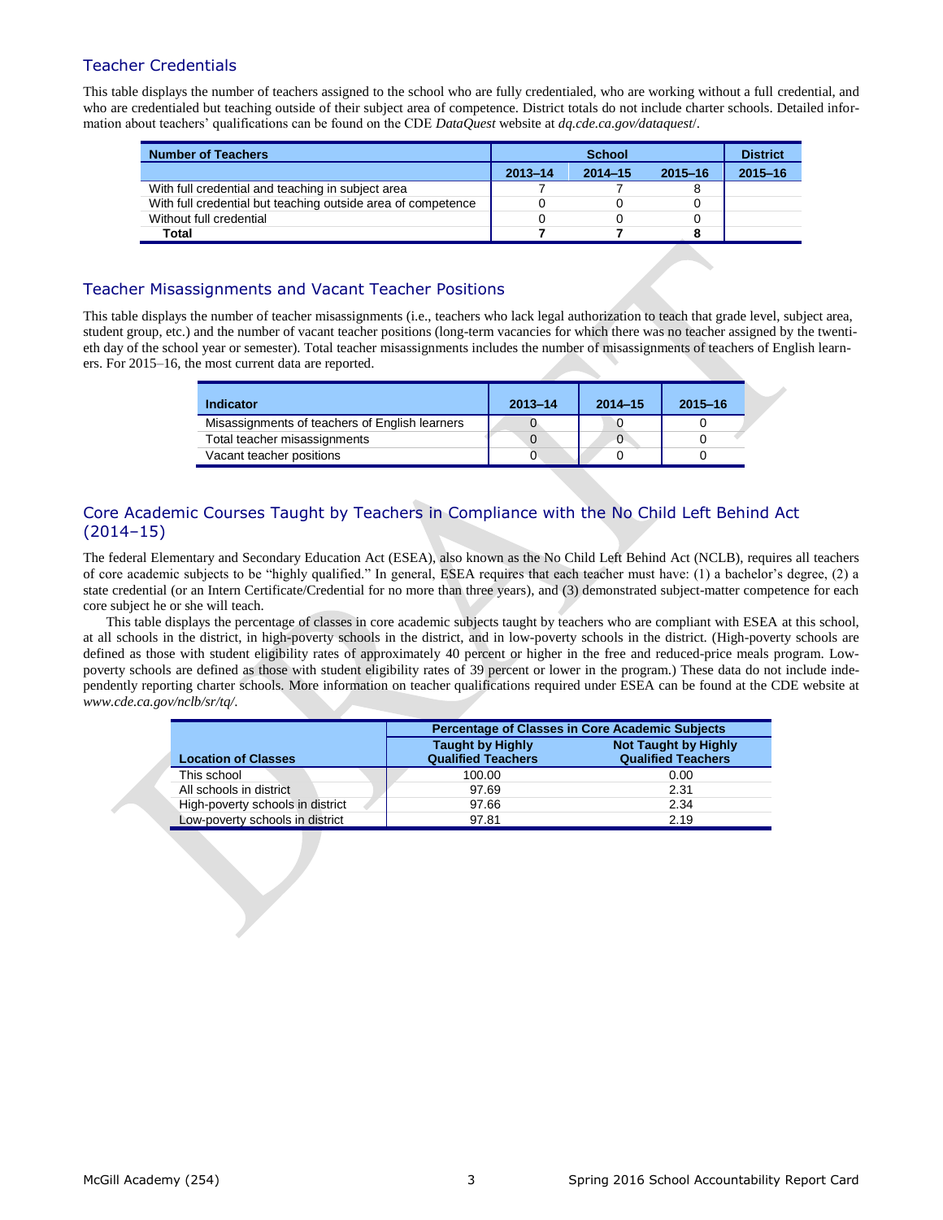## Teacher Credentials

This table displays the number of teachers assigned to the school who are fully credentialed, who are working without a full credential, and who are credentialed but teaching outside of their subject area of competence. District totals do not include charter schools. Detailed information about teachers' qualifications can be found on the CDE *DataQuest* website at *dq.cde.ca.gov/dataquest/*.

| Number of Teachers | School | | | District |
|---|---|---|---|---|
| | 2013–14 | 2014–15 | 2015–16 | 2015–16 |
| With full credential and teaching in subject area | 7 | 7 | 8 | |
| With full credential but teaching outside area of competence | 0 | 0 | 0 | |
| Without full credential | 0 | 0 | 0 | |
| **Total** | **7** | **7** | **8** | |

## Teacher Misassignments and Vacant Teacher Positions

This table displays the number of teacher misassignments (i.e., teachers who lack legal authorization to teach that grade level, subject area, student group, etc.) and the number of vacant teacher positions (long-term vacancies for which there was no teacher assigned by the twentieth day of the school year or semester). Total teacher misassignments includes the number of misassignments of teachers of English learners. For 2015–16, the most current data are reported.

| Indicator | 2013–14 | 2014–15 | 2015–16 |
|---|---|---|---|
| Misassignments of teachers of English learners | 0 | 0 | 0 |
| Total teacher misassignments | 0 | 0 | 0 |
| Vacant teacher positions | 0 | 0 | 0 |

## Core Academic Courses Taught by Teachers in Compliance with the No Child Left Behind Act (2014–15)

The federal Elementary and Secondary Education Act (ESEA), also known as the No Child Left Behind Act (NCLB), requires all teachers of core academic subjects to be "highly qualified." In general, ESEA requires that each teacher must have: (1) a bachelor's degree, (2) a state credential (or an Intern Certificate/Credential for no more than three years), and (3) demonstrated subject-matter competence for each core subject he or she will teach.

This table displays the percentage of classes in core academic subjects taught by teachers who are compliant with ESEA at this school, at all schools in the district, in high-poverty schools in the district, and in low-poverty schools in the district. (High-poverty schools are defined as those with student eligibility rates of approximately 40 percent or higher in the free and reduced-price meals program. Low-poverty schools are defined as those with student eligibility rates of 39 percent or lower in the program.) These data do not include independently reporting charter schools. More information on teacher qualifications required under ESEA can be found at the CDE website at *www.cde.ca.gov/nclb/sr/tq/*.

| Location of Classes | Percentage of Classes in Core Academic Subjects | |
|---|---|---|
| | Taught by Highly Qualified Teachers | Not Taught by Highly Qualified Teachers |
| This school | 100.00 | 0.00 |
| All schools in district | 97.69 | 2.31 |
| High-poverty schools in district | 97.66 | 2.34 |
| Low-poverty schools in district | 97.81 | 2.19 |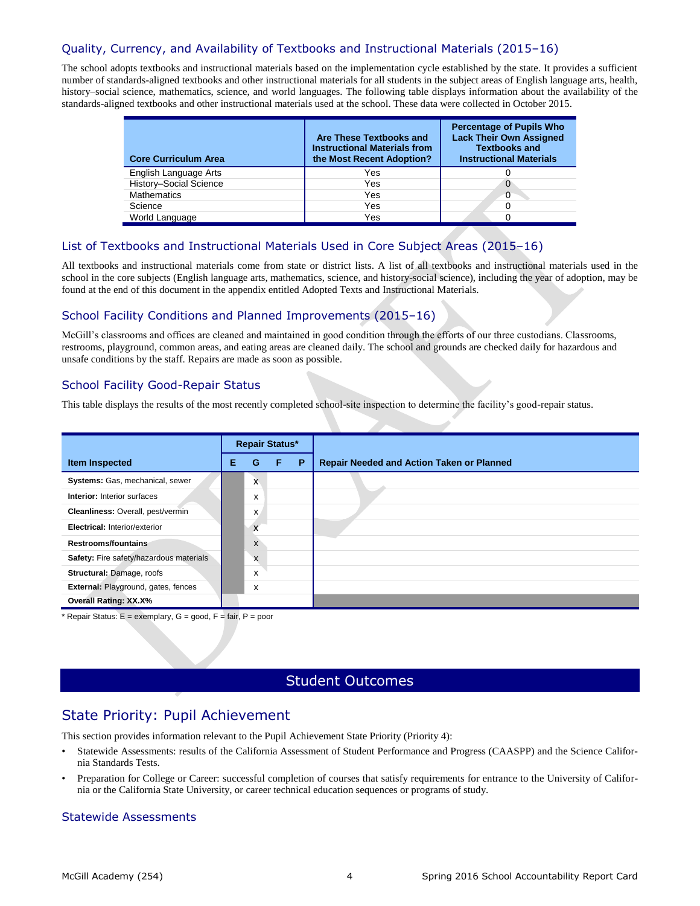## Quality, Currency, and Availability of Textbooks and Instructional Materials (2015–16)

The school adopts textbooks and instructional materials based on the implementation cycle established by the state. It provides a sufficient number of standards-aligned textbooks and other instructional materials for all students in the subject areas of English language arts, health, history–social science, mathematics, science, and world languages. The following table displays information about the availability of the standards-aligned textbooks and other instructional materials used at the school. These data were collected in October 2015.

| Core Curriculum Area | Are These Textbooks and Instructional Materials from the Most Recent Adoption? | Percentage of Pupils Who Lack Their Own Assigned Textbooks and Instructional Materials |
|---|---|---|
| English Language Arts | Yes | 0 |
| History–Social Science | Yes | 0 |
| Mathematics | Yes | 0 |
| Science | Yes | 0 |
| World Language | Yes | 0 |

## List of Textbooks and Instructional Materials Used in Core Subject Areas (2015–16)

All textbooks and instructional materials come from state or district lists. A list of all textbooks and instructional materials used in the school in the core subjects (English language arts, mathematics, science, and history-social science), including the year of adoption, may be found at the end of this document in the appendix entitled Adopted Texts and Instructional Materials.

## School Facility Conditions and Planned Improvements (2015–16)

McGill's classrooms and offices are cleaned and maintained in good condition through the efforts of our three custodians. Classrooms, restrooms, playground, common areas, and eating areas are cleaned daily. The school and grounds are checked daily for hazardous and unsafe conditions by the staff. Repairs are made as soon as possible.

## School Facility Good-Repair Status

This table displays the results of the most recently completed school-site inspection to determine the facility's good-repair status.

| Item Inspected | Repair Status* | | | | Repair Needed and Action Taken or Planned |
|---|---|---|---|---|---|
| | E | G | F | P | |
| **Systems:** Gas, mechanical, sewer | | x | | | |
| **Interior:** Interior surfaces | | x | | | |
| **Cleanliness:** Overall, pest/vermin | | x | | | |
| **Electrical:** Interior/exterior | | x | | | |
| **Restrooms/fountains** | | x | | | |
| **Safety:** Fire safety/hazardous materials | | x | | | |
| **Structural:** Damage, roofs | | x | | | |
| **External:** Playground, gates, fences | | x | | | |
| **Overall Rating: XX.X%** | | | | | |

* Repair Status: E = exemplary, G = good, F = fair, P = poor

# Student Outcomes

## State Priority: Pupil Achievement

This section provides information relevant to the Pupil Achievement State Priority (Priority 4):

- Statewide Assessments: results of the California Assessment of Student Performance and Progress (CAASPP) and the Science California Standards Tests.
- Preparation for College or Career: successful completion of courses that satisfy requirements for entrance to the University of California or the California State University, or career technical education sequences or programs of study.

### Statewide Assessments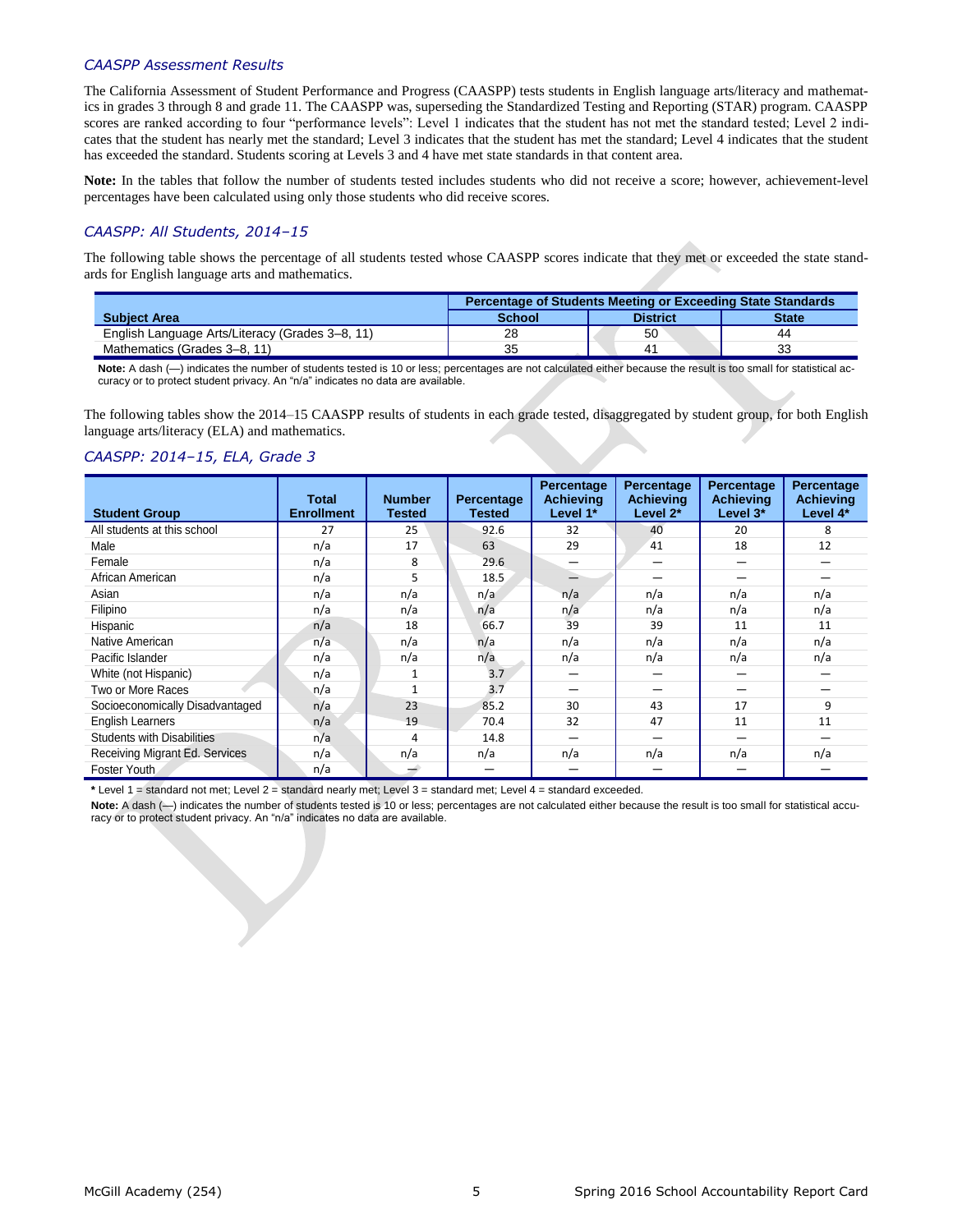### *CAASPP Assessment Results*

The California Assessment of Student Performance and Progress (CAASPP) tests students in English language arts/literacy and mathematics in grades 3 through 8 and grade 11. The CAASPP was, superseding the Standardized Testing and Reporting (STAR) program. CAASPP scores are ranked according to four "performance levels": Level 1 indicates that the student has not met the standard tested; Level 2 indicates that the student has nearly met the standard; Level 3 indicates that the student has met the standard; Level 4 indicates that the student has exceeded the standard. Students scoring at Levels 3 and 4 have met state standards in that content area.

**Note:** In the tables that follow the number of students tested includes students who did not receive a score; however, achievement-level percentages have been calculated using only those students who did receive scores.

### *CAASPP: All Students, 2014–15*

The following table shows the percentage of all students tested whose CAASPP scores indicate that they met or exceeded the state standards for English language arts and mathematics.

| | Percentage of Students Meeting or Exceeding State Standards | | |
|---|---|---|---|
| **Subject Area** | **School** | **District** | **State** |
| English Language Arts/Literacy (Grades 3–8, 11) | 28 | 50 | 44 |
| Mathematics (Grades 3–8, 11) | 35 | 41 | 33 |

**Note:** A dash (—) indicates the number of students tested is 10 or less; percentages are not calculated either because the result is too small for statistical accuracy or to protect student privacy. An "n/a" indicates no data are available.

The following tables show the 2014–15 CAASPP results of students in each grade tested, disaggregated by student group, for both English language arts/literacy (ELA) and mathematics.

### *CAASPP: 2014–15, ELA, Grade 3*

| Student Group | Total Enrollment | Number Tested | Percentage Tested | Percentage Achieving Level 1* | Percentage Achieving Level 2* | Percentage Achieving Level 3* | Percentage Achieving Level 4* |
|---|---|---|---|---|---|---|---|
| All students at this school | 27 | 25 | 92.6 | 32 | 40 | 20 | 8 |
| Male | n/a | 17 | 63 | 29 | 41 | 18 | 12 |
| Female | n/a | 8 | 29.6 | — | — | — | — |
| African American | n/a | 5 | 18.5 | — | — | — | — |
| Asian | n/a | n/a | n/a | n/a | n/a | n/a | n/a |
| Filipino | n/a | n/a | n/a | n/a | n/a | n/a | n/a |
| Hispanic | n/a | 18 | 66.7 | 39 | 39 | 11 | 11 |
| Native American | n/a | n/a | n/a | n/a | n/a | n/a | n/a |
| Pacific Islander | n/a | n/a | n/a | n/a | n/a | n/a | n/a |
| White (not Hispanic) | n/a | 1 | 3.7 | — | — | — | — |
| Two or More Races | n/a | 1 | 3.7 | — | — | — | — |
| Socioeconomically Disadvantaged | n/a | 23 | 85.2 | 30 | 43 | 17 | 9 |
| English Learners | n/a | 19 | 70.4 | 32 | 47 | 11 | 11 |
| Students with Disabilities | n/a | 4 | 14.8 | — | — | — | — |
| Receiving Migrant Ed. Services | n/a | n/a | n/a | n/a | n/a | n/a | n/a |
| Foster Youth | n/a | — | — | — | — | — | — |

**\*** Level 1 = standard not met; Level 2 = standard nearly met; Level 3 = standard met; Level 4 = standard exceeded.

**Note:** A dash (—) indicates the number of students tested is 10 or less; percentages are not calculated either because the result is too small for statistical accuracy or to protect student privacy. An "n/a" indicates no data are available.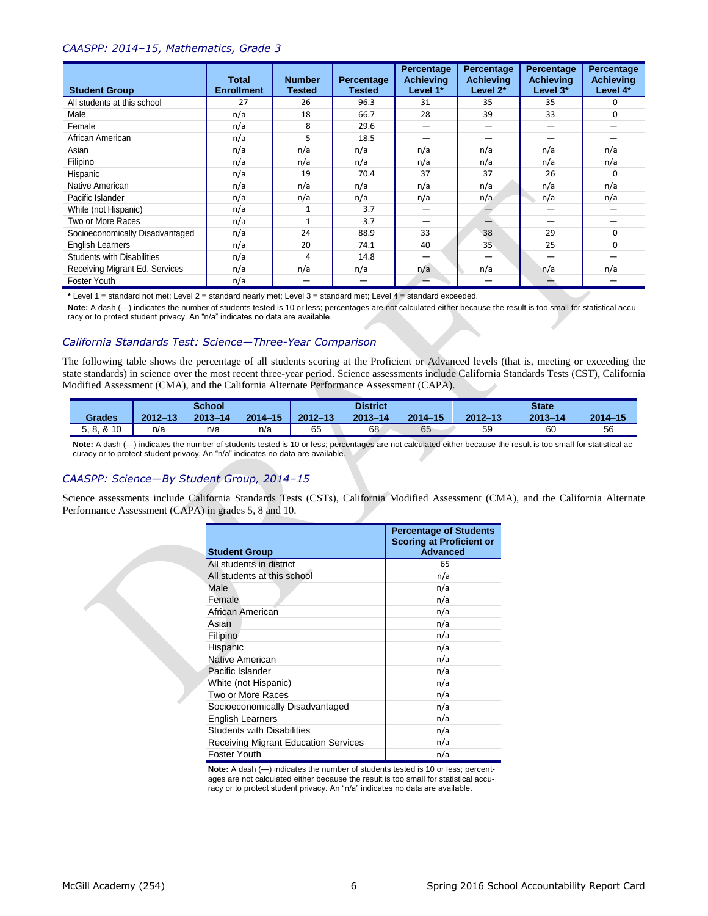### *CAASPP: 2014–15, Mathematics, Grade 3*

| Student Group | Total Enrollment | Number Tested | Percentage Tested | Percentage Achieving Level 1* | Percentage Achieving Level 2* | Percentage Achieving Level 3* | Percentage Achieving Level 4* |
|---|---|---|---|---|---|---|---|
| All students at this school | 27 | 26 | 96.3 | 31 | 35 | 35 | 0 |
| Male | n/a | 18 | 66.7 | 28 | 39 | 33 | 0 |
| Female | n/a | 8 | 29.6 | — | — | — | — |
| African American | n/a | 5 | 18.5 | — | — | — | — |
| Asian | n/a | n/a | n/a | n/a | n/a | n/a | n/a |
| Filipino | n/a | n/a | n/a | n/a | n/a | n/a | n/a |
| Hispanic | n/a | 19 | 70.4 | 37 | 37 | 26 | 0 |
| Native American | n/a | n/a | n/a | n/a | n/a | n/a | n/a |
| Pacific Islander | n/a | n/a | n/a | n/a | n/a | n/a | n/a |
| White (not Hispanic) | n/a | 1 | 3.7 | — | — | — | — |
| Two or More Races | n/a | 1 | 3.7 | — | — | — | — |
| Socioeconomically Disadvantaged | n/a | 24 | 88.9 | 33 | 38 | 29 | 0 |
| English Learners | n/a | 20 | 74.1 | 40 | 35 | 25 | 0 |
| Students with Disabilities | n/a | 4 | 14.8 | — | — | — | — |
| Receiving Migrant Ed. Services | n/a | n/a | n/a | n/a | n/a | n/a | n/a |
| Foster Youth | n/a | — | — | — | — | — | — |

**\*** Level 1 = standard not met; Level 2 = standard nearly met; Level 3 = standard met; Level 4 = standard exceeded.

**Note:** A dash (—) indicates the number of students tested is 10 or less; percentages are not calculated either because the result is too small for statistical accuracy or to protect student privacy. An "n/a" indicates no data are available.

### *California Standards Test: Science—Three-Year Comparison*

The following table shows the percentage of all students scoring at the Proficient or Advanced levels (that is, meeting or exceeding the state standards) in science over the most recent three-year period. Science assessments include California Standards Tests (CST), California Modified Assessment (CMA), and the California Alternate Performance Assessment (CAPA).

| | School | | | District | | | State | | |
|---|---|---|---|---|---|---|---|---|---|
| Grades | 2012–13 | 2013–14 | 2014–15 | 2012–13 | 2013–14 | 2014–15 | 2012–13 | 2013–14 | 2014–15 |
| 5, 8, & 10 | n/a | n/a | n/a | 65 | 68 | 65 | 59 | 60 | 56 |

**Note:** A dash (—) indicates the number of students tested is 10 or less; percentages are not calculated either because the result is too small for statistical accuracy or to protect student privacy. An "n/a" indicates no data are available.

### *CAASPP: Science—By Student Group, 2014–15*

Science assessments include California Standards Tests (CSTs), California Modified Assessment (CMA), and the California Alternate Performance Assessment (CAPA) in grades 5, 8 and 10.

| Student Group | Percentage of Students Scoring at Proficient or Advanced |
|---|---|
| All students in district | 65 |
| All students at this school | n/a |
| Male | n/a |
| Female | n/a |
| African American | n/a |
| Asian | n/a |
| Filipino | n/a |
| Hispanic | n/a |
| Native American | n/a |
| Pacific Islander | n/a |
| White (not Hispanic) | n/a |
| Two or More Races | n/a |
| Socioeconomically Disadvantaged | n/a |
| English Learners | n/a |
| Students with Disabilities | n/a |
| Receiving Migrant Education Services | n/a |
| Foster Youth | n/a |

**Note:** A dash (—) indicates the number of students tested is 10 or less; percentages are not calculated either because the result is too small for statistical accuracy or to protect student privacy. An "n/a" indicates no data are available.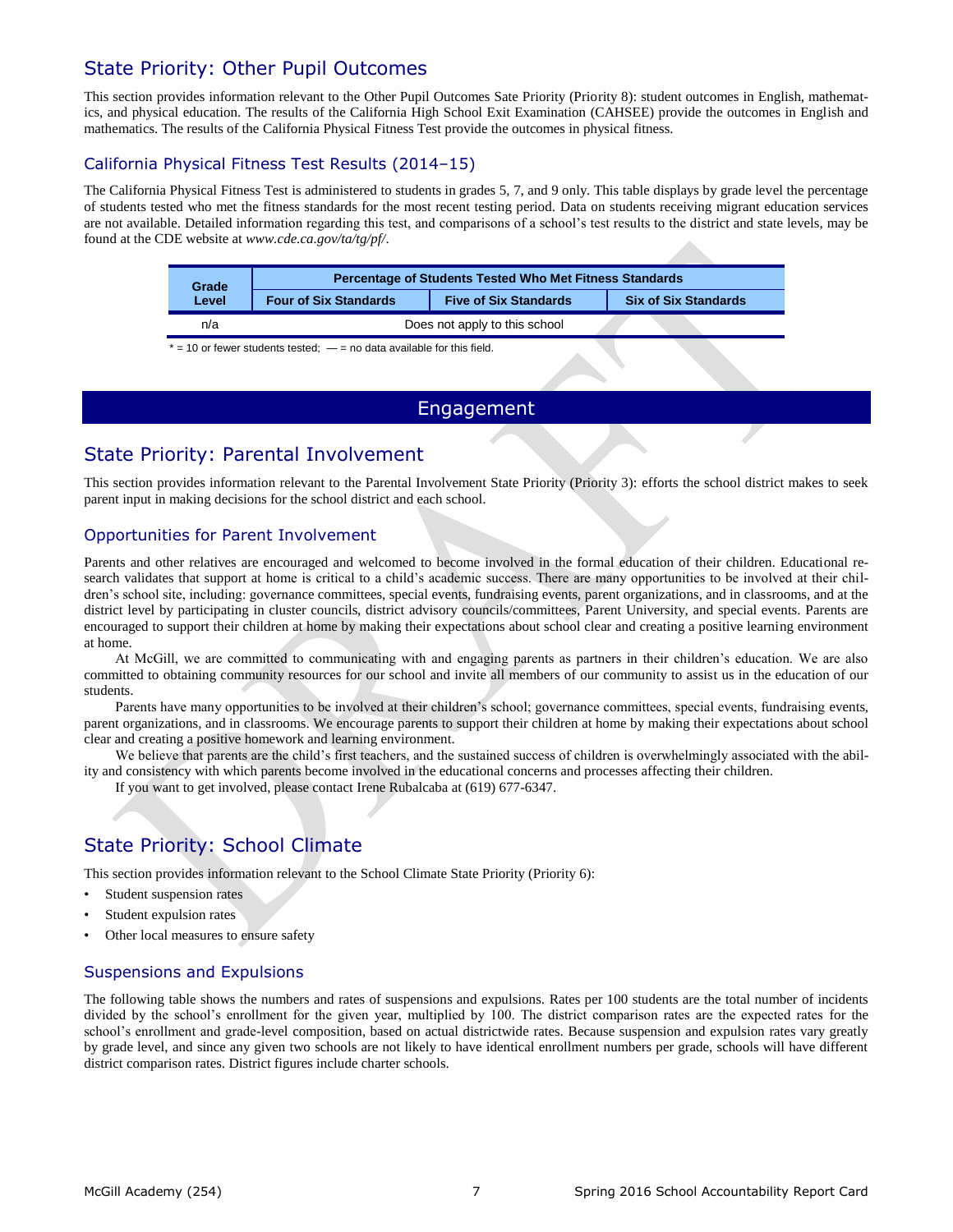## State Priority: Other Pupil Outcomes

This section provides information relevant to the Other Pupil Outcomes Sate Priority (Priority 8): student outcomes in English, mathematics, and physical education. The results of the California High School Exit Examination (CAHSEE) provide the outcomes in English and mathematics. The results of the California Physical Fitness Test provide the outcomes in physical fitness.

### California Physical Fitness Test Results (2014–15)

The California Physical Fitness Test is administered to students in grades 5, 7, and 9 only. This table displays by grade level the percentage of students tested who met the fitness standards for the most recent testing period. Data on students receiving migrant education services are not available. Detailed information regarding this test, and comparisons of a school's test results to the district and state levels, may be found at the CDE website at *www.cde.ca.gov/ta/tg/pf/*.

| Grade Level | Percentage of Students Tested Who Met Fitness Standards | | |
|---|---|---|---|
| | Four of Six Standards | Five of Six Standards | Six of Six Standards |
| n/a | Does not apply to this school | | |

* = 10 or fewer students tested; — = no data available for this field.

# Engagement

## State Priority: Parental Involvement

This section provides information relevant to the Parental Involvement State Priority (Priority 3): efforts the school district makes to seek parent input in making decisions for the school district and each school.

### Opportunities for Parent Involvement

Parents and other relatives are encouraged and welcomed to become involved in the formal education of their children. Educational research validates that support at home is critical to a child's academic success. There are many opportunities to be involved at their children's school site, including: governance committees, special events, fundraising events, parent organizations, and in classrooms, and at the district level by participating in cluster councils, district advisory councils/committees, Parent University, and special events. Parents are encouraged to support their children at home by making their expectations about school clear and creating a positive learning environment at home.

At McGill, we are committed to communicating with and engaging parents as partners in their children's education. We are also committed to obtaining community resources for our school and invite all members of our community to assist us in the education of our students.

Parents have many opportunities to be involved at their children's school; governance committees, special events, fundraising events, parent organizations, and in classrooms. We encourage parents to support their children at home by making their expectations about school clear and creating a positive homework and learning environment.

We believe that parents are the child's first teachers, and the sustained success of children is overwhelmingly associated with the ability and consistency with which parents become involved in the educational concerns and processes affecting their children.

If you want to get involved, please contact Irene Rubalcaba at (619) 677-6347.

## State Priority: School Climate

This section provides information relevant to the School Climate State Priority (Priority 6):

- Student suspension rates
- Student expulsion rates
- Other local measures to ensure safety

### Suspensions and Expulsions

The following table shows the numbers and rates of suspensions and expulsions. Rates per 100 students are the total number of incidents divided by the school's enrollment for the given year, multiplied by 100. The district comparison rates are the expected rates for the school's enrollment and grade-level composition, based on actual districtwide rates. Because suspension and expulsion rates vary greatly by grade level, and since any given two schools are not likely to have identical enrollment numbers per grade, schools will have different district comparison rates. District figures include charter schools.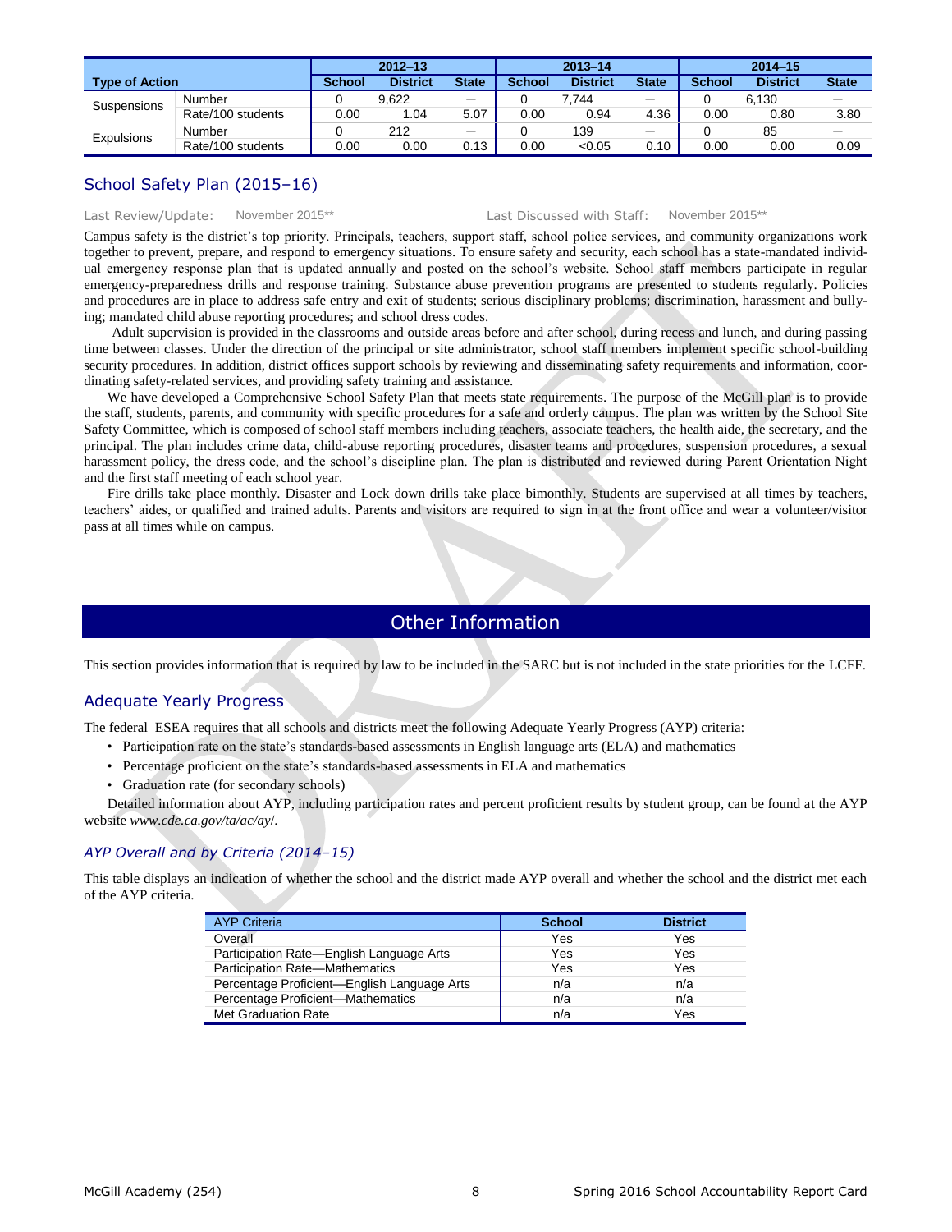| Type of Action | | 2012–13 | | | 2013–14 | | | 2014–15 | | |
|---|---|---|---|---|---|---|---|---|---|---|
| | | School | District | State | School | District | State | School | District | State |
| Suspensions | Number | 0 | 9,622 | — | 0 | 7,744 | — | 0 | 6,130 | — |
| | Rate/100 students | 0.00 | 1.04 | 5.07 | 0.00 | 0.94 | 4.36 | 0.00 | 0.80 | 3.80 |
| Expulsions | Number | 0 | 212 | — | 0 | 139 | — | 0 | 85 | — |
| | Rate/100 students | 0.00 | 0.00 | 0.13 | 0.00 | <0.05 | 0.10 | 0.00 | 0.00 | 0.09 |

## School Safety Plan (2015–16)

Last Review/Update: November 2015** Last Discussed with Staff: November 2015**

Campus safety is the district's top priority. Principals, teachers, support staff, school police services, and community organizations work together to prevent, prepare, and respond to emergency situations. To ensure safety and security, each school has a state-mandated individual emergency response plan that is updated annually and posted on the school's website. School staff members participate in regular emergency-preparedness drills and response training. Substance abuse prevention programs are presented to students regularly. Policies and procedures are in place to address safe entry and exit of students; serious disciplinary problems; discrimination, harassment and bullying; mandated child abuse reporting procedures; and school dress codes.

Adult supervision is provided in the classrooms and outside areas before and after school, during recess and lunch, and during passing time between classes. Under the direction of the principal or site administrator, school staff members implement specific school-building security procedures. In addition, district offices support schools by reviewing and disseminating safety requirements and information, coordinating safety-related services, and providing safety training and assistance.

We have developed a Comprehensive School Safety Plan that meets state requirements. The purpose of the McGill plan is to provide the staff, students, parents, and community with specific procedures for a safe and orderly campus. The plan was written by the School Site Safety Committee, which is composed of school staff members including teachers, associate teachers, the health aide, the secretary, and the principal. The plan includes crime data, child-abuse reporting procedures, disaster teams and procedures, suspension procedures, a sexual harassment policy, the dress code, and the school's discipline plan. The plan is distributed and reviewed during Parent Orientation Night and the first staff meeting of each school year.

Fire drills take place monthly. Disaster and Lock down drills take place bimonthly. Students are supervised at all times by teachers, teachers' aides, or qualified and trained adults. Parents and visitors are required to sign in at the front office and wear a volunteer/visitor pass at all times while on campus.

# Other Information

This section provides information that is required by law to be included in the SARC but is not included in the state priorities for the LCFF.

## Adequate Yearly Progress

The federal ESEA requires that all schools and districts meet the following Adequate Yearly Progress (AYP) criteria:

- Participation rate on the state's standards-based assessments in English language arts (ELA) and mathematics
- Percentage proficient on the state's standards-based assessments in ELA and mathematics
- Graduation rate (for secondary schools)

Detailed information about AYP, including participation rates and percent proficient results by student group, can be found at the AYP website *www.cde.ca.gov/ta/ac/ay/*.

### *AYP Overall and by Criteria (2014–15)*

This table displays an indication of whether the school and the district made AYP overall and whether the school and the district met each of the AYP criteria.

| AYP Criteria | School | District |
|---|---|---|
| Overall | Yes | Yes |
| Participation Rate—English Language Arts | Yes | Yes |
| Participation Rate—Mathematics | Yes | Yes |
| Percentage Proficient—English Language Arts | n/a | n/a |
| Percentage Proficient—Mathematics | n/a | n/a |
| Met Graduation Rate | n/a | Yes |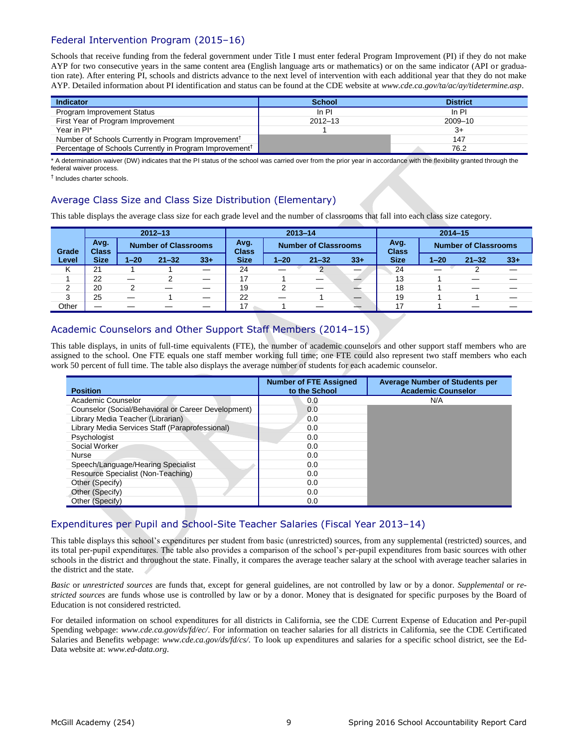## Federal Intervention Program (2015–16)

Schools that receive funding from the federal government under Title I must enter federal Program Improvement (PI) if they do not make AYP for two consecutive years in the same content area (English language arts or mathematics) or on the same indicator (API or graduation rate). After entering PI, schools and districts advance to the next level of intervention with each additional year that they do not make AYP. Detailed information about PI identification and status can be found at the CDE website at *www.cde.ca.gov/ta/ac/ay/tidetermine.asp*.

| Indicator | School | District |
|---|---|---|
| Program Improvement Status | In PI | In PI |
| First Year of Program Improvement | 2012–13 | 2009–10 |
| Year in PI* | 1 | 3+ |
| Number of Schools Currently in Program Improvement† | | 147 |
| Percentage of Schools Currently in Program Improvement† | | 76.2 |

\* A determination waiver (DW) indicates that the PI status of the school was carried over from the prior year in accordance with the flexibility granted through the federal waiver process.

† Includes charter schools.

## Average Class Size and Class Size Distribution (Elementary)

This table displays the average class size for each grade level and the number of classrooms that fall into each class size category.

| Grade Level | 2012–13 Avg. Class Size | 2012–13 Number of Classrooms 1–20 | 2012–13 Number of Classrooms 21–32 | 2012–13 Number of Classrooms 33+ | 2013–14 Avg. Class Size | 2013–14 Number of Classrooms 1–20 | 2013–14 Number of Classrooms 21–32 | 2013–14 Number of Classrooms 33+ | 2014–15 Avg. Class Size | 2014–15 Number of Classrooms 1–20 | 2014–15 Number of Classrooms 21–32 | 2014–15 Number of Classrooms 33+ |
|---|---|---|---|---|---|---|---|---|---|---|---|---|
| K | 21 | 1 | 1 | — | 24 | — | 2 | — | 24 | — | 2 | — |
| 1 | 22 | — | 2 | — | 17 | 1 | — | — | 13 | 1 | — | — |
| 2 | 20 | 2 | — | — | 19 | 2 | — | — | 18 | 1 | — | — |
| 3 | 25 | — | 1 | — | 22 | — | 1 | — | 19 | 1 | 1 | — |
| Other | — | — | — | — | 17 | 1 | — | — | 17 | 1 | — | — |

## Academic Counselors and Other Support Staff Members (2014–15)

This table displays, in units of full-time equivalents (FTE), the number of academic counselors and other support staff members who are assigned to the school. One FTE equals one staff member working full time; one FTE could also represent two staff members who each work 50 percent of full time. The table also displays the average number of students for each academic counselor.

| Position | Number of FTE Assigned to the School | Average Number of Students per Academic Counselor |
|---|---|---|
| Academic Counselor | 0.0 | N/A |
| Counselor (Social/Behavioral or Career Development) | 0.0 | |
| Library Media Teacher (Librarian) | 0.0 | |
| Library Media Services Staff (Paraprofessional) | 0.0 | |
| Psychologist | 0.0 | |
| Social Worker | 0.0 | |
| Nurse | 0.0 | |
| Speech/Language/Hearing Specialist | 0.0 | |
| Resource Specialist (Non-Teaching) | 0.0 | |
| Other (Specify) | 0.0 | |
| Other (Specify) | 0.0 | |
| Other (Specify) | 0.0 | |

## Expenditures per Pupil and School-Site Teacher Salaries (Fiscal Year 2013–14)

This table displays this school's expenditures per student from basic (unrestricted) sources, from any supplemental (restricted) sources, and its total per-pupil expenditures. The table also provides a comparison of the school's per-pupil expenditures from basic sources with other schools in the district and throughout the state. Finally, it compares the average teacher salary at the school with average teacher salaries in the district and the state.

*Basic* or *unrestricted sources* are funds that, except for general guidelines, are not controlled by law or by a donor. *Supplemental* or *restricted sources* are funds whose use is controlled by law or by a donor. Money that is designated for specific purposes by the Board of Education is not considered restricted.

For detailed information on school expenditures for all districts in California, see the CDE Current Expense of Education and Per-pupil Spending webpage: *www.cde.ca.gov/ds/fd/ec/*. For information on teacher salaries for all districts in California, see the CDE Certificated Salaries and Benefits webpage: *www.cde.ca.gov/ds/fd/cs/*. To look up expenditures and salaries for a specific school district, see the Ed-Data website at: *www.ed-data.org*.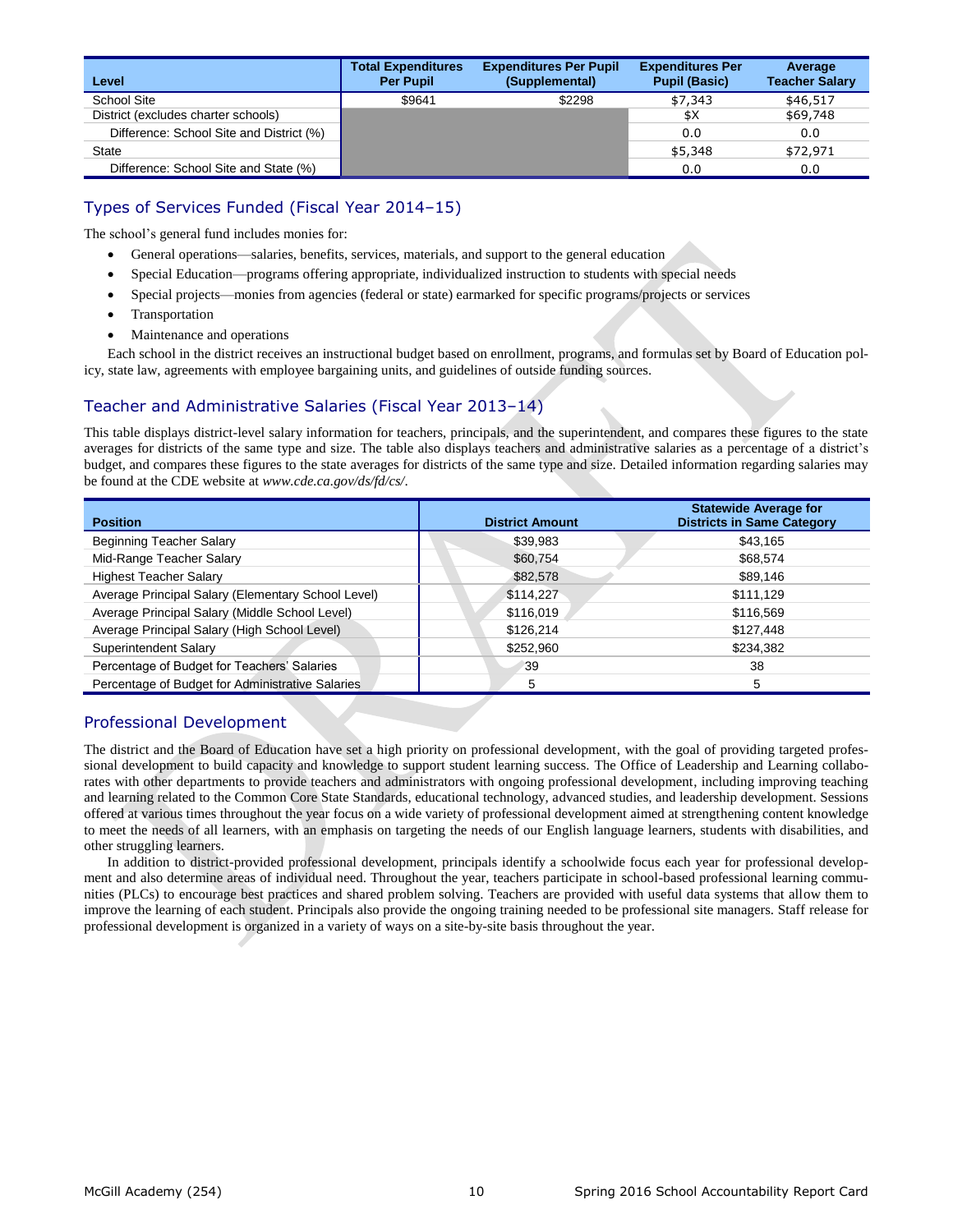| Level | Total Expenditures Per Pupil | Expenditures Per Pupil (Supplemental) | Expenditures Per Pupil (Basic) | Average Teacher Salary |
|---|---|---|---|---|
| School Site | $9641 | $2298 | $7,343 | $46,517 |
| District (excludes charter schools) | | | $X | $69,748 |
| Difference: School Site and District (%) | | | 0.0 | 0.0 |
| State | | | $5,348 | $72,971 |
| Difference: School Site and State (%) | | | 0.0 | 0.0 |

## Types of Services Funded (Fiscal Year 2014–15)

The school's general fund includes monies for:

- General operations—salaries, benefits, services, materials, and support to the general education
- Special Education—programs offering appropriate, individualized instruction to students with special needs
- Special projects—monies from agencies (federal or state) earmarked for specific programs/projects or services
- Transportation
- Maintenance and operations

Each school in the district receives an instructional budget based on enrollment, programs, and formulas set by Board of Education policy, state law, agreements with employee bargaining units, and guidelines of outside funding sources.

## Teacher and Administrative Salaries (Fiscal Year 2013–14)

This table displays district-level salary information for teachers, principals, and the superintendent, and compares these figures to the state averages for districts of the same type and size. The table also displays teachers and administrative salaries as a percentage of a district's budget, and compares these figures to the state averages for districts of the same type and size. Detailed information regarding salaries may be found at the CDE website at *www.cde.ca.gov/ds/fd/cs/*.

| Position | District Amount | Statewide Average for Districts in Same Category |
|---|---|---|
| Beginning Teacher Salary | $39,983 | $43,165 |
| Mid-Range Teacher Salary | $60,754 | $68,574 |
| Highest Teacher Salary | $82,578 | $89,146 |
| Average Principal Salary (Elementary School Level) | $114,227 | $111,129 |
| Average Principal Salary (Middle School Level) | $116,019 | $116,569 |
| Average Principal Salary (High School Level) | $126,214 | $127,448 |
| Superintendent Salary | $252,960 | $234,382 |
| Percentage of Budget for Teachers' Salaries | 39 | 38 |
| Percentage of Budget for Administrative Salaries | 5 | 5 |

## Professional Development

The district and the Board of Education have set a high priority on professional development, with the goal of providing targeted professional development to build capacity and knowledge to support student learning success. The Office of Leadership and Learning collaborates with other departments to provide teachers and administrators with ongoing professional development, including improving teaching and learning related to the Common Core State Standards, educational technology, advanced studies, and leadership development. Sessions offered at various times throughout the year focus on a wide variety of professional development aimed at strengthening content knowledge to meet the needs of all learners, with an emphasis on targeting the needs of our English language learners, students with disabilities, and other struggling learners.

In addition to district-provided professional development, principals identify a schoolwide focus each year for professional development and also determine areas of individual need. Throughout the year, teachers participate in school-based professional learning communities (PLCs) to encourage best practices and shared problem solving. Teachers are provided with useful data systems that allow them to improve the learning of each student. Principals also provide the ongoing training needed to be professional site managers. Staff release for professional development is organized in a variety of ways on a site-by-site basis throughout the year.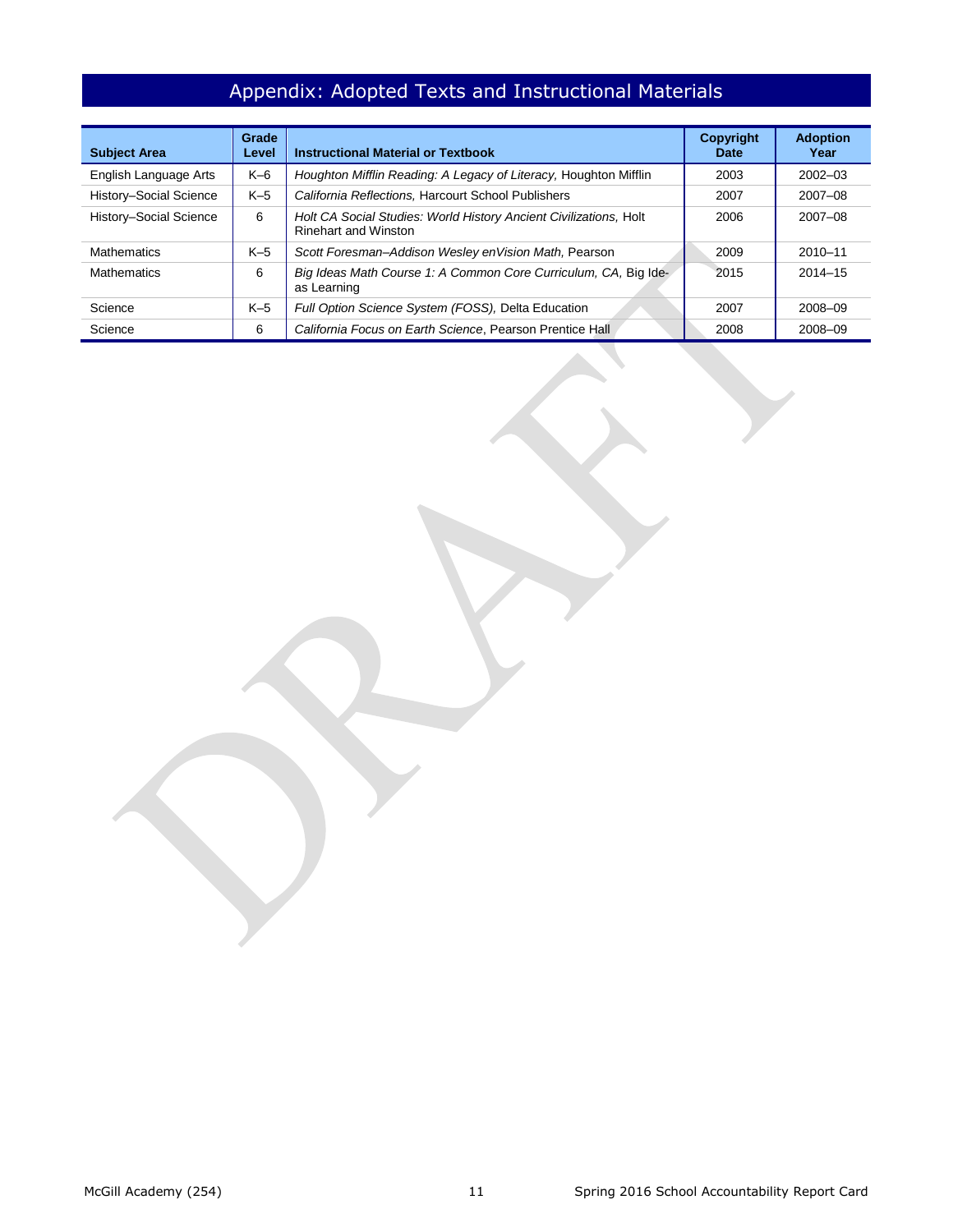# Appendix: Adopted Texts and Instructional Materials

| Subject Area | Grade Level | Instructional Material or Textbook | Copyright Date | Adoption Year |
|---|---|---|---|---|
| English Language Arts | K–6 | *Houghton Mifflin Reading: A Legacy of Literacy,* Houghton Mifflin | 2003 | 2002–03 |
| History–Social Science | K–5 | *California Reflections,* Harcourt School Publishers | 2007 | 2007–08 |
| History–Social Science | 6 | *Holt CA Social Studies: World History Ancient Civilizations,* Holt Rinehart and Winston | 2006 | 2007–08 |
| Mathematics | K–5 | *Scott Foresman–Addison Wesley enVision Math,* Pearson | 2009 | 2010–11 |
| Mathematics | 6 | *Big Ideas Math Course 1: A Common Core Curriculum, CA,* Big Ideas Learning | 2015 | 2014–15 |
| Science | K–5 | *Full Option Science System (FOSS),* Delta Education | 2007 | 2008–09 |
| Science | 6 | *California Focus on Earth Science*, Pearson Prentice Hall | 2008 | 2008–09 |